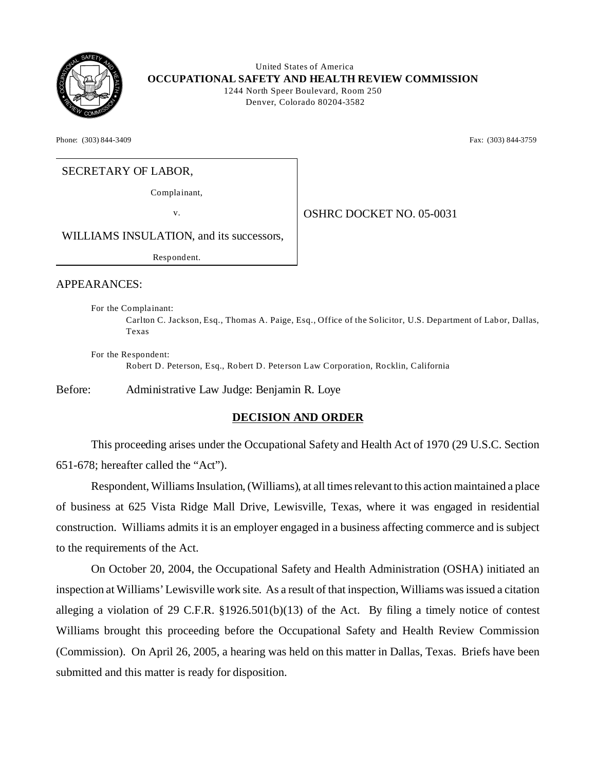United States of America
**OCCUPATIONAL SAFETY AND HEALTH REVIEW COMMISSION**
1244 North Speer Boulevard, Room 250
Denver, Colorado 80204-3582

Phone: (303) 844-3409 Fax: (303) 844-3759

SECRETARY OF LABOR,

Complainant,

v.

WILLIAMS INSULATION, and its successors,

Respondent.

OSHRC DOCKET NO. 05-0031

APPEARANCES:

For the Complainant:
Carlton C. Jackson, Esq., Thomas A. Paige, Esq., Office of the Solicitor, U.S. Department of Labor, Dallas, Texas

For the Respondent:
Robert D. Peterson, Esq., Robert D. Peterson Law Corporation, Rocklin, California

Before: Administrative Law Judge: Benjamin R. Loye

## DECISION AND ORDER

This proceeding arises under the Occupational Safety and Health Act of 1970 (29 U.S.C. Section 651-678; hereafter called the "Act").

Respondent, Williams Insulation, (Williams), at all times relevant to this action maintained a place of business at 625 Vista Ridge Mall Drive, Lewisville, Texas, where it was engaged in residential construction. Williams admits it is an employer engaged in a business affecting commerce and is subject to the requirements of the Act.

On October 20, 2004, the Occupational Safety and Health Administration (OSHA) initiated an inspection at Williams' Lewisville work site. As a result of that inspection, Williams was issued a citation alleging a violation of 29 C.F.R. §1926.501(b)(13) of the Act. By filing a timely notice of contest Williams brought this proceeding before the Occupational Safety and Health Review Commission (Commission). On April 26, 2005, a hearing was held on this matter in Dallas, Texas. Briefs have been submitted and this matter is ready for disposition.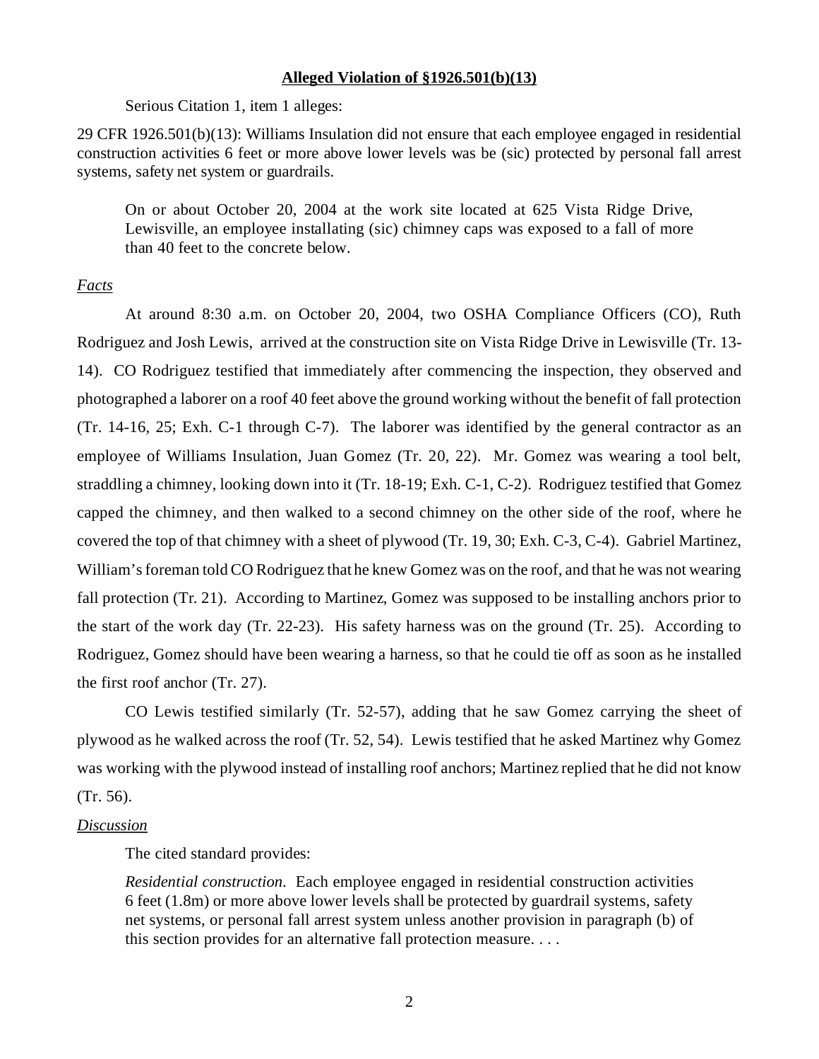**Alleged Violation of §1926.501(b)(13)**

Serious Citation 1, item 1 alleges:

29 CFR 1926.501(b)(13): Williams Insulation did not ensure that each employee engaged in residential construction activities 6 feet or more above lower levels was be (sic) protected by personal fall arrest systems, safety net system or guardrails.

> On or about October 20, 2004 at the work site located at 625 Vista Ridge Drive, Lewisville, an employee installating (sic) chimney caps was exposed to a fall of more than 40 feet to the concrete below.

*Facts*

At around 8:30 a.m. on October 20, 2004, two OSHA Compliance Officers (CO), Ruth Rodriguez and Josh Lewis, arrived at the construction site on Vista Ridge Drive in Lewisville (Tr. 13-14). CO Rodriguez testified that immediately after commencing the inspection, they observed and photographed a laborer on a roof 40 feet above the ground working without the benefit of fall protection (Tr. 14-16, 25; Exh. C-1 through C-7). The laborer was identified by the general contractor as an employee of Williams Insulation, Juan Gomez (Tr. 20, 22). Mr. Gomez was wearing a tool belt, straddling a chimney, looking down into it (Tr. 18-19; Exh. C-1, C-2). Rodriguez testified that Gomez capped the chimney, and then walked to a second chimney on the other side of the roof, where he covered the top of that chimney with a sheet of plywood (Tr. 19, 30; Exh. C-3, C-4). Gabriel Martinez, William's foreman told CO Rodriguez that he knew Gomez was on the roof, and that he was not wearing fall protection (Tr. 21). According to Martinez, Gomez was supposed to be installing anchors prior to the start of the work day (Tr. 22-23). His safety harness was on the ground (Tr. 25). According to Rodriguez, Gomez should have been wearing a harness, so that he could tie off as soon as he installed the first roof anchor (Tr. 27).

CO Lewis testified similarly (Tr. 52-57), adding that he saw Gomez carrying the sheet of plywood as he walked across the roof (Tr. 52, 54). Lewis testified that he asked Martinez why Gomez was working with the plywood instead of installing roof anchors; Martinez replied that he did not know (Tr. 56).

*Discussion*

The cited standard provides:

> *Residential construction*. Each employee engaged in residential construction activities 6 feet (1.8m) or more above lower levels shall be protected by guardrail systems, safety net systems, or personal fall arrest system unless another provision in paragraph (b) of this section provides for an alternative fall protection measure. . . .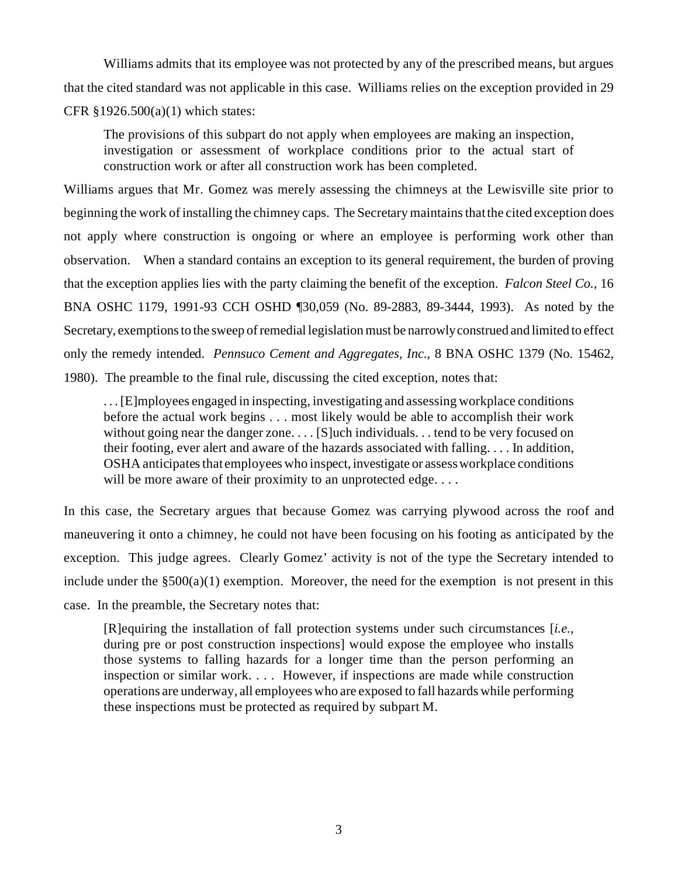Williams admits that its employee was not protected by any of the prescribed means, but argues that the cited standard was not applicable in this case. Williams relies on the exception provided in 29 CFR §1926.500(a)(1) which states:

> The provisions of this subpart do not apply when employees are making an inspection, investigation or assessment of workplace conditions prior to the actual start of construction work or after all construction work has been completed.

Williams argues that Mr. Gomez was merely assessing the chimneys at the Lewisville site prior to beginning the work of installing the chimney caps. The Secretary maintains that the cited exception does not apply where construction is ongoing or where an employee is performing work other than observation. When a standard contains an exception to its general requirement, the burden of proving that the exception applies lies with the party claiming the benefit of the exception. *Falcon Steel Co.*, 16 BNA OSHC 1179, 1991-93 CCH OSHD ¶30,059 (No. 89-2883, 89-3444, 1993). As noted by the Secretary, exemptions to the sweep of remedial legislation must be narrowly construed and limited to effect only the remedy intended. *Pennsuco Cement and Aggregates, Inc.*, 8 BNA OSHC 1379 (No. 15462, 1980). The preamble to the final rule, discussing the cited exception, notes that:

> . . . [E]mployees engaged in inspecting, investigating and assessing workplace conditions before the actual work begins . . . most likely would be able to accomplish their work without going near the danger zone. . . . [S]uch individuals. . . tend to be very focused on their footing, ever alert and aware of the hazards associated with falling. . . . In addition, OSHA anticipates that employees who inspect, investigate or assess workplace conditions will be more aware of their proximity to an unprotected edge. . . .

In this case, the Secretary argues that because Gomez was carrying plywood across the roof and maneuvering it onto a chimney, he could not have been focusing on his footing as anticipated by the exception. This judge agrees. Clearly Gomez' activity is not of the type the Secretary intended to include under the §500(a)(1) exemption. Moreover, the need for the exemption is not present in this case. In the preamble, the Secretary notes that:

> [R]equiring the installation of fall protection systems under such circumstances [*i.e.*, during pre or post construction inspections] would expose the employee who installs those systems to falling hazards for a longer time than the person performing an inspection or similar work. . . . However, if inspections are made while construction operations are underway, all employees who are exposed to fall hazards while performing these inspections must be protected as required by subpart M.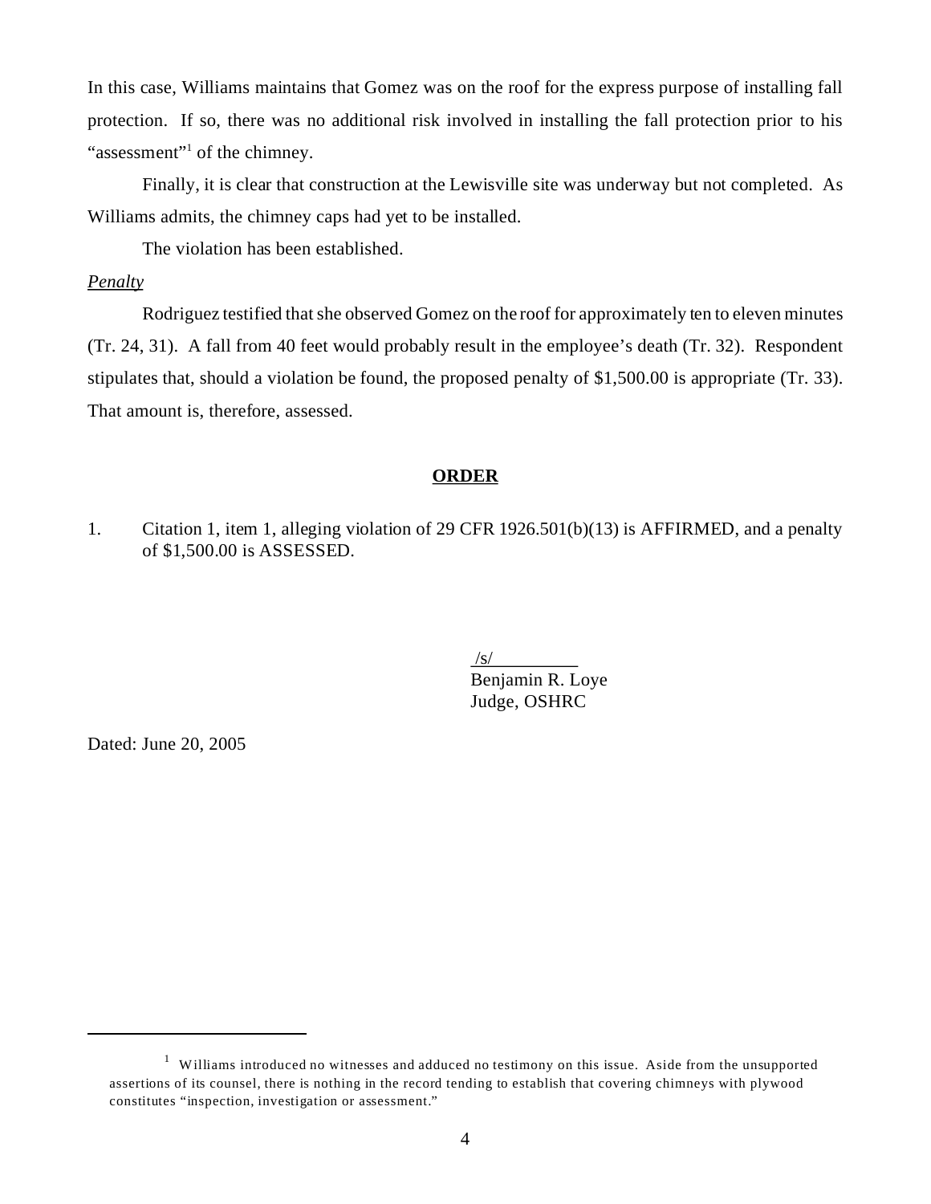In this case, Williams maintains that Gomez was on the roof for the express purpose of installing fall protection. If so, there was no additional risk involved in installing the fall protection prior to his "assessment"[1] of the chimney.

Finally, it is clear that construction at the Lewisville site was underway but not completed. As Williams admits, the chimney caps had yet to be installed.

The violation has been established.

*Penalty*

Rodriguez testified that she observed Gomez on the roof for approximately ten to eleven minutes (Tr. 24, 31). A fall from 40 feet would probably result in the employee's death (Tr. 32). Respondent stipulates that, should a violation be found, the proposed penalty of $1,500.00 is appropriate (Tr. 33). That amount is, therefore, assessed.

**ORDER**

1. Citation 1, item 1, alleging violation of 29 CFR 1926.501(b)(13) is AFFIRMED, and a penalty of $1,500.00 is ASSESSED.

/s/
Benjamin R. Loye
Judge, OSHRC

Dated: June 20, 2005

[1] Williams introduced no witnesses and adduced no testimony on this issue. Aside from the unsupported assertions of its counsel, there is nothing in the record tending to establish that covering chimneys with plywood constitutes "inspection, investigation or assessment."